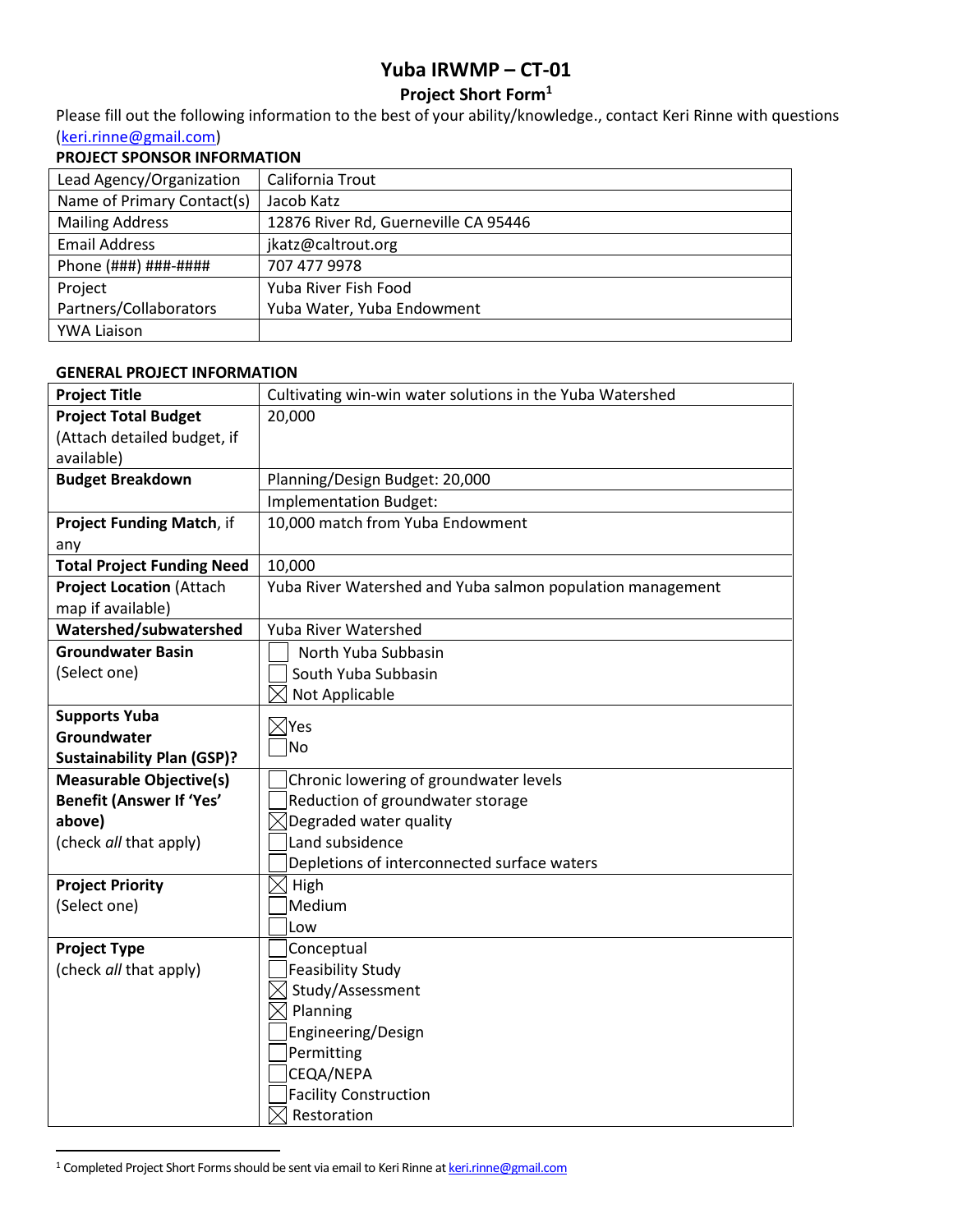# Yuba IRWMP – CT-01

## Project Short Form[1]

Please fill out the following information to the best of your ability/knowledge., contact Keri Rinne with questions (keri.rinne@gmail.com)

### PROJECT SPONSOR INFORMATION

| | |
|---|---|
| Lead Agency/Organization | California Trout |
| Name of Primary Contact(s) | Jacob Katz |
| Mailing Address | 12876 River Rd, Guerneville CA 95446 |
| Email Address | jkatz@caltrout.org |
| Phone (###) ###-#### | 707 477 9978 |
| Project Partners/Collaborators | Yuba River Fish Food<br>Yuba Water, Yuba Endowment |
| YWA Liaison | |

### GENERAL PROJECT INFORMATION

| | |
|---|---|
| **Project Title** | Cultivating win-win water solutions in the Yuba Watershed |
| **Project Total Budget** (Attach detailed budget, if available) | 20,000 |
| **Budget Breakdown** | Planning/Design Budget: 20,000 |
| | Implementation Budget: |
| **Project Funding Match**, if any | 10,000 match from Yuba Endowment |
| **Total Project Funding Need** | 10,000 |
| **Project Location** (Attach map if available) | Yuba River Watershed and Yuba salmon population management |
| **Watershed/subwatershed** | Yuba River Watershed |
| **Groundwater Basin** (Select one) | ☐ North Yuba Subbasin<br>☐ South Yuba Subbasin<br>☒ Not Applicable |
| **Supports Yuba Groundwater Sustainability Plan (GSP)?** | ☒ Yes<br>☐ No |
| **Measurable Objective(s) Benefit (Answer If 'Yes' above)** (check *all* that apply) | ☐ Chronic lowering of groundwater levels<br>☐ Reduction of groundwater storage<br>☒ Degraded water quality<br>☐ Land subsidence<br>☐ Depletions of interconnected surface waters |
| **Project Priority** (Select one) | ☒ High<br>☐ Medium<br>☐ Low |
| **Project Type** (check *all* that apply) | ☐ Conceptual<br>☐ Feasibility Study<br>☒ Study/Assessment<br>☒ Planning<br>☐ Engineering/Design<br>☐ Permitting<br>☐ CEQA/NEPA<br>☐ Facility Construction<br>☒ Restoration |

[1] Completed Project Short Forms should be sent via email to Keri Rinne at keri.rinne@gmail.com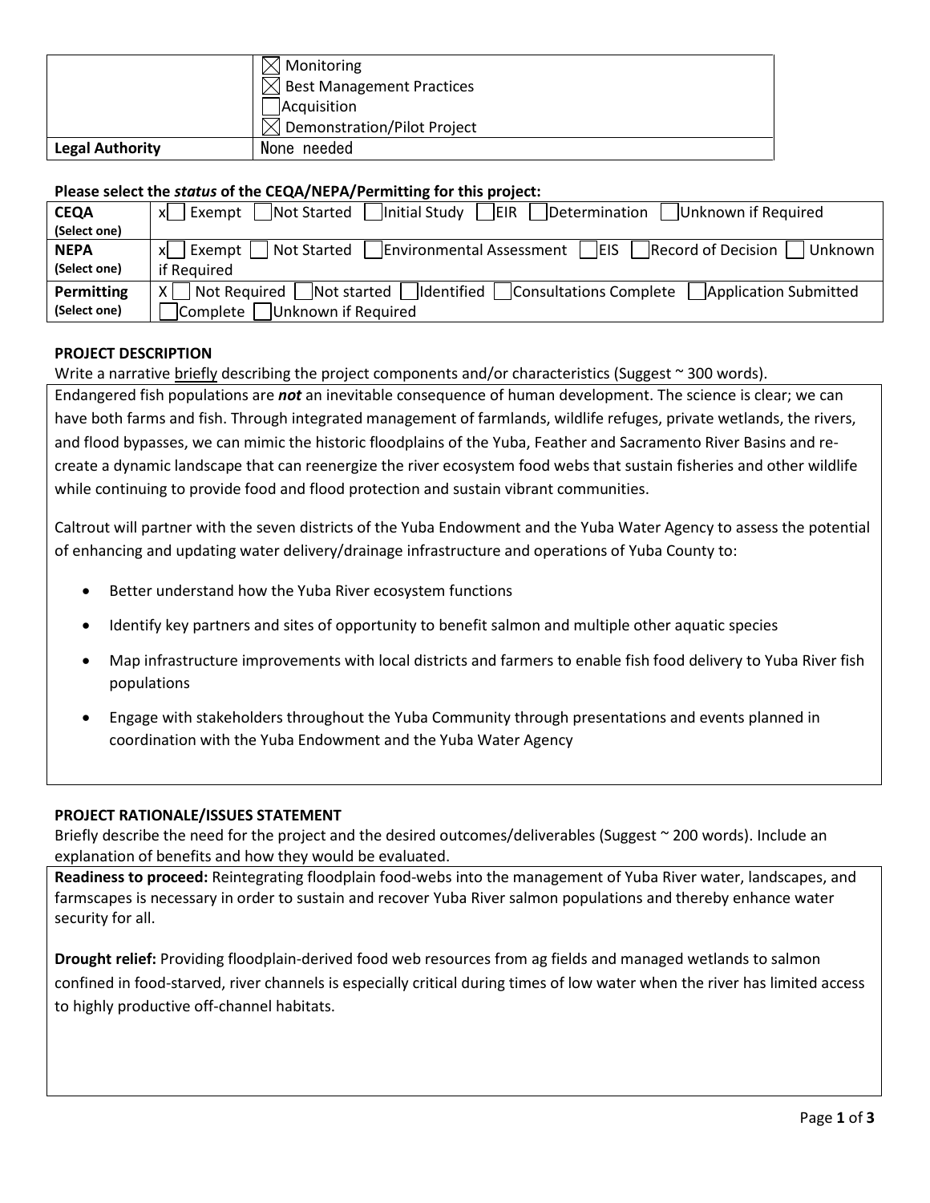| | ☒ Monitoring<br>☒ Best Management Practices<br>☐ Acquisition<br>☒ Demonstration/Pilot Project |
|---|---|
| **Legal Authority** | None needed |

**Please select the *status* of the CEQA/NEPA/Permitting for this project:**

| | |
|---|---|
| **CEQA** (Select one) | x☐ Exempt ☐ Not Started ☐ Initial Study ☐ EIR ☐ Determination ☐ Unknown if Required |
| **NEPA** (Select one) | x☐ Exempt ☐ Not Started ☐ Environmental Assessment ☐ EIS ☐ Record of Decision ☐ Unknown if Required |
| **Permitting** (Select one) | X☐ Not Required ☐ Not started ☐ Identified ☐ Consultations Complete ☐ Application Submitted ☐ Complete ☐ Unknown if Required |

**PROJECT DESCRIPTION**

Write a narrative briefly describing the project components and/or characteristics (Suggest ~ 300 words).

Endangered fish populations are ***not*** an inevitable consequence of human development. The science is clear; we can have both farms and fish. Through integrated management of farmlands, wildlife refuges, private wetlands, the rivers, and flood bypasses, we can mimic the historic floodplains of the Yuba, Feather and Sacramento River Basins and re-create a dynamic landscape that can reenergize the river ecosystem food webs that sustain fisheries and other wildlife while continuing to provide food and flood protection and sustain vibrant communities.

Caltrout will partner with the seven districts of the Yuba Endowment and the Yuba Water Agency to assess the potential of enhancing and updating water delivery/drainage infrastructure and operations of Yuba County to:

- Better understand how the Yuba River ecosystem functions
- Identify key partners and sites of opportunity to benefit salmon and multiple other aquatic species
- Map infrastructure improvements with local districts and farmers to enable fish food delivery to Yuba River fish populations
- Engage with stakeholders throughout the Yuba Community through presentations and events planned in coordination with the Yuba Endowment and the Yuba Water Agency

**PROJECT RATIONALE/ISSUES STATEMENT**

Briefly describe the need for the project and the desired outcomes/deliverables (Suggest ~ 200 words). Include an explanation of benefits and how they would be evaluated.

**Readiness to proceed:** Reintegrating floodplain food-webs into the management of Yuba River water, landscapes, and farmscapes is necessary in order to sustain and recover Yuba River salmon populations and thereby enhance water security for all.

**Drought relief:** Providing floodplain-derived food web resources from ag fields and managed wetlands to salmon confined in food-starved, river channels is especially critical during times of low water when the river has limited access to highly productive off-channel habitats.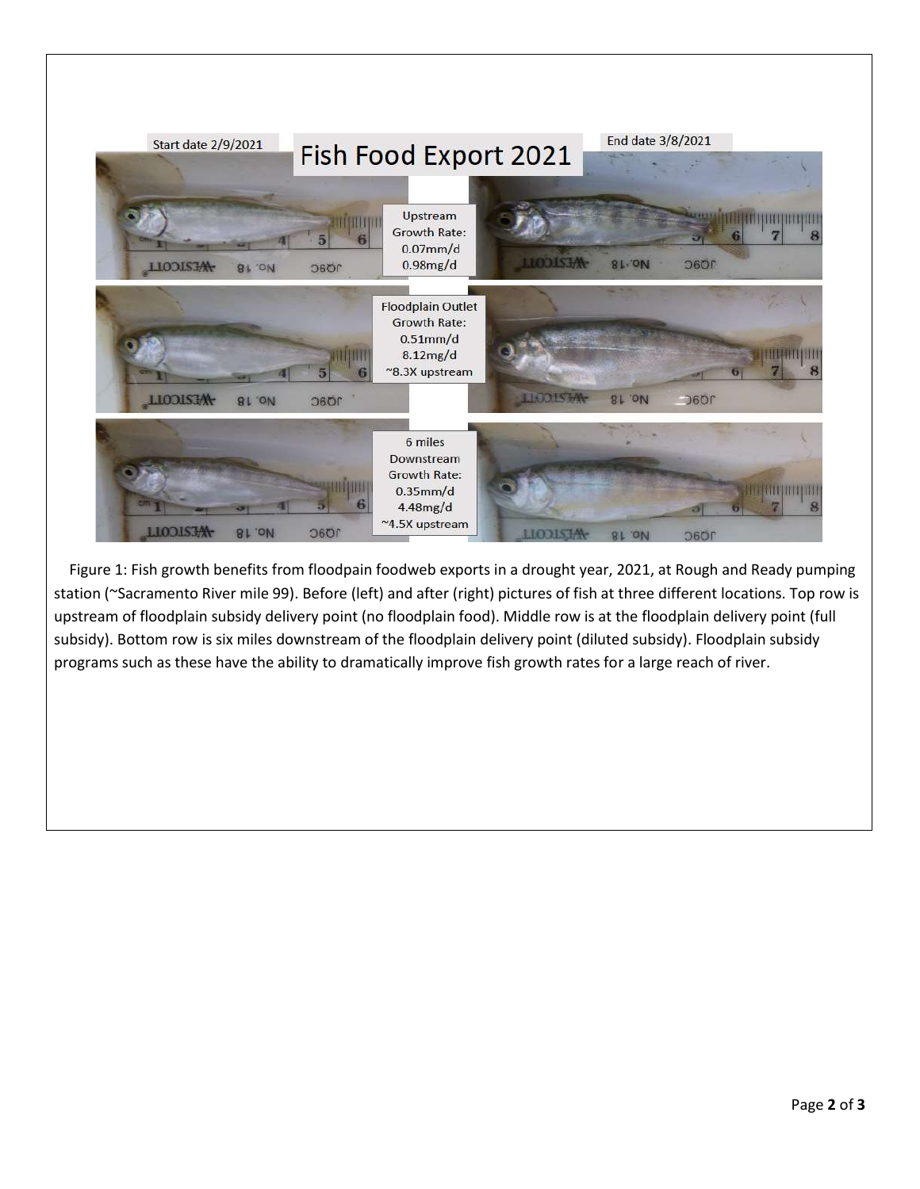Start date 2/9/2021

Fish Food Export 2021

End date 3/8/2021

Upstream
Growth Rate:
0.07mm/d
0.98mg/d

Floodplain Outlet
Growth Rate:
0.51mm/d
8.12mg/d
~8.3X upstream

6 miles
Downstream
Growth Rate:
0.35mm/d
4.48mg/d
~4.5X upstream

Figure 1: Fish growth benefits from floodpain foodweb exports in a drought year, 2021, at Rough and Ready pumping station (~Sacramento River mile 99). Before (left) and after (right) pictures of fish at three different locations. Top row is upstream of floodplain subsidy delivery point (no floodplain food). Middle row is at the floodplain delivery point (full subsidy). Bottom row is six miles downstream of the floodplain delivery point (diluted subsidy). Floodplain subsidy programs such as these have the ability to dramatically improve fish growth rates for a large reach of river.